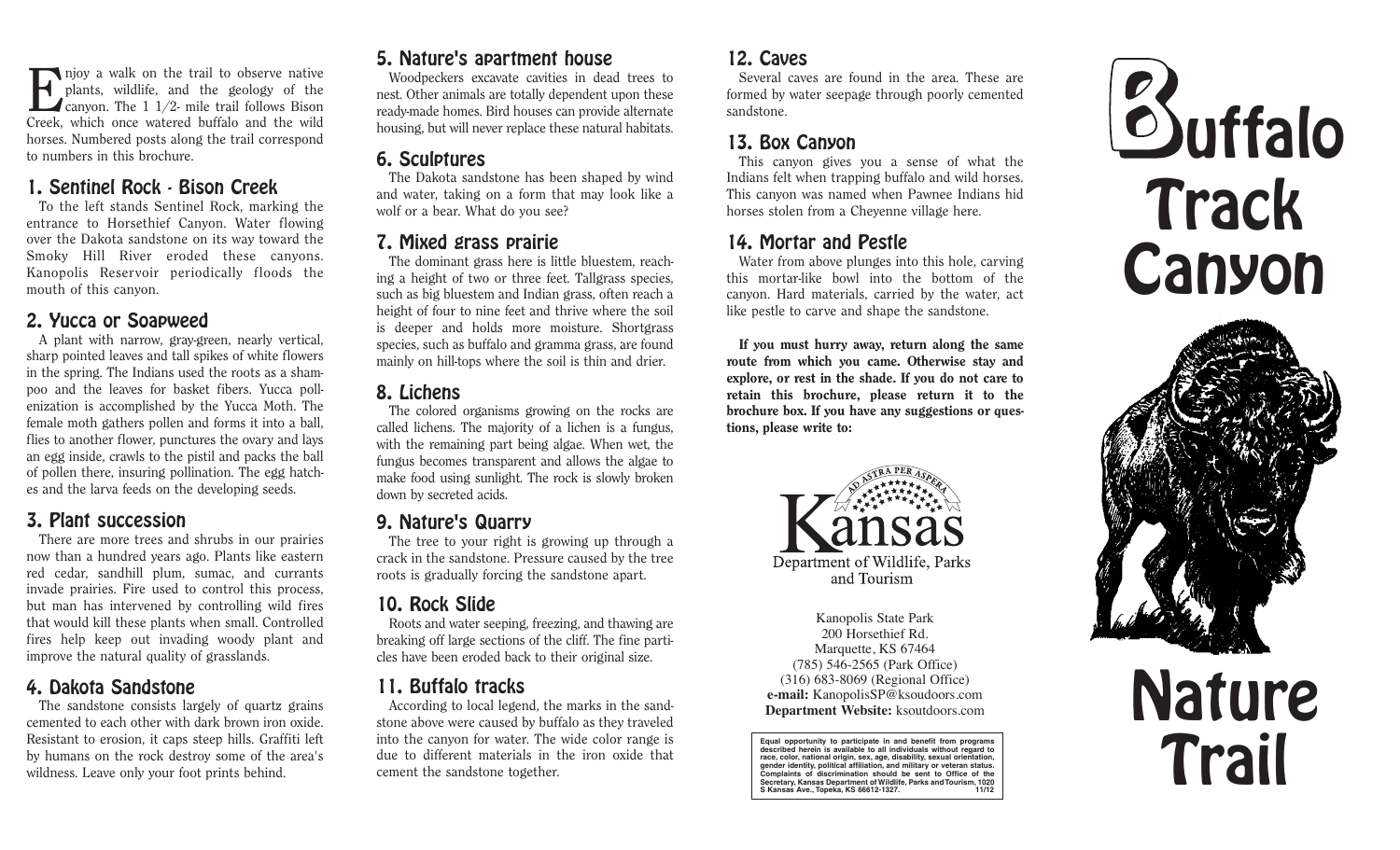Enjoy a walk on the trail to observe native plants, wildlife, and the geology of the canyon. The 1 1/2- mile trail follows Bison Creek, which once watered buffalo and the wild horses. Numbered posts along the trail correspond to numbers in this brochure.

## 1. Sentinel Rock - Bison Creek

To the left stands Sentinel Rock, marking the entrance to Horsethief Canyon. Water flowing over the Dakota sandstone on its way toward the Smoky Hill River eroded these canyons. Kanopolis Reservoir periodically floods the mouth of this canyon.

## 2. Yucca or Soapweed

A plant with narrow, gray-green, nearly vertical, sharp pointed leaves and tall spikes of white flowers in the spring. The Indians used the roots as a shampoo and the leaves for basket fibers. Yucca pollenization is accomplished by the Yucca Moth. The female moth gathers pollen and forms it into a ball, flies to another flower, punctures the ovary and lays an egg inside, crawls to the pistil and packs the ball of pollen there, insuring pollination. The egg hatches and the larva feeds on the developing seeds.

## 3. Plant succession

There are more trees and shrubs in our prairies now than a hundred years ago. Plants like eastern red cedar, sandhill plum, sumac, and currants invade prairies. Fire used to control this process, but man has intervened by controlling wild fires that would kill these plants when small. Controlled fires help keep out invading woody plant and improve the natural quality of grasslands.

## 4. Dakota Sandstone

The sandstone consists largely of quartz grains cemented to each other with dark brown iron oxide. Resistant to erosion, it caps steep hills. Graffiti left by humans on the rock destroy some of the area's wildness. Leave only your foot prints behind.

## 5. Nature's apartment house

Woodpeckers excavate cavities in dead trees to nest. Other animals are totally dependent upon these ready-made homes. Bird houses can provide alternate housing, but will never replace these natural habitats.

## 6. Sculptures

The Dakota sandstone has been shaped by wind and water, taking on a form that may look like a wolf or a bear. What do you see?

## 7. Mixed grass prairie

The dominant grass here is little bluestem, reaching a height of two or three feet. Tallgrass species, such as big bluestem and Indian grass, often reach a height of four to nine feet and thrive where the soil is deeper and holds more moisture. Shortgrass species, such as buffalo and gramma grass, are found mainly on hill-tops where the soil is thin and drier.

## 8. Lichens

The colored organisms growing on the rocks are called lichens. The majority of a lichen is a fungus, with the remaining part being algae. When wet, the fungus becomes transparent and allows the algae to make food using sunlight. The rock is slowly broken down by secreted acids.

## 9. Nature's Quarry

The tree to your right is growing up through a crack in the sandstone. Pressure caused by the tree roots is gradually forcing the sandstone apart.

## 10. Rock Slide

Roots and water seeping, freezing, and thawing are breaking off large sections of the cliff. The fine particles have been eroded back to their original size.

## 11. Buffalo tracks

According to local legend, the marks in the sandstone above were caused by buffalo as they traveled into the canyon for water. The wide color range is due to different materials in the iron oxide that cement the sandstone together.

## 12. Caves

Several caves are found in the area. These are formed by water seepage through poorly cemented sandstone.

## 13. Box Canyon

This canyon gives you a sense of what the Indians felt when trapping buffalo and wild horses. This canyon was named when Pawnee Indians hid horses stolen from a Cheyenne village here.

## 14. Mortar and Pestle

Water from above plunges into this hole, carving this mortar-like bowl into the bottom of the canyon. Hard materials, carried by the water, act like pestle to carve and shape the sandstone.

**If you must hurry away, return along the same route from which you came. Otherwise stay and explore, or rest in the shade. If you do not care to retain this brochure, please return it to the brochure box. If you have any suggestions or questions, please write to:**

AD ASTRA PER ASPERA

Kansas

Department of Wildlife, Parks and Tourism

Kanopolis State Park
200 Horsethief Rd.
Marquette, KS 67464
(785) 546-2565 (Park Office)
(316) 683-8069 (Regional Office)
**e-mail:** KanopolisSP@ksoudoors.com
**Department Website:** ksoutdoors.com

**Equal opportunity to participate in and benefit from programs described herein is available to all individuals without regard to race, color, national origin, sex, age, disability, sexual orientation, gender identity, political affiliation, and military or veteran status. Complaints of discrimination should be sent to Office of the Secretary, Kansas Department of Wildlife, Parks and Tourism, 1020 S Kansas Ave., Topeka, KS 66612-1327. 11/12**

# Buffalo Track Canyon

# Nature Trail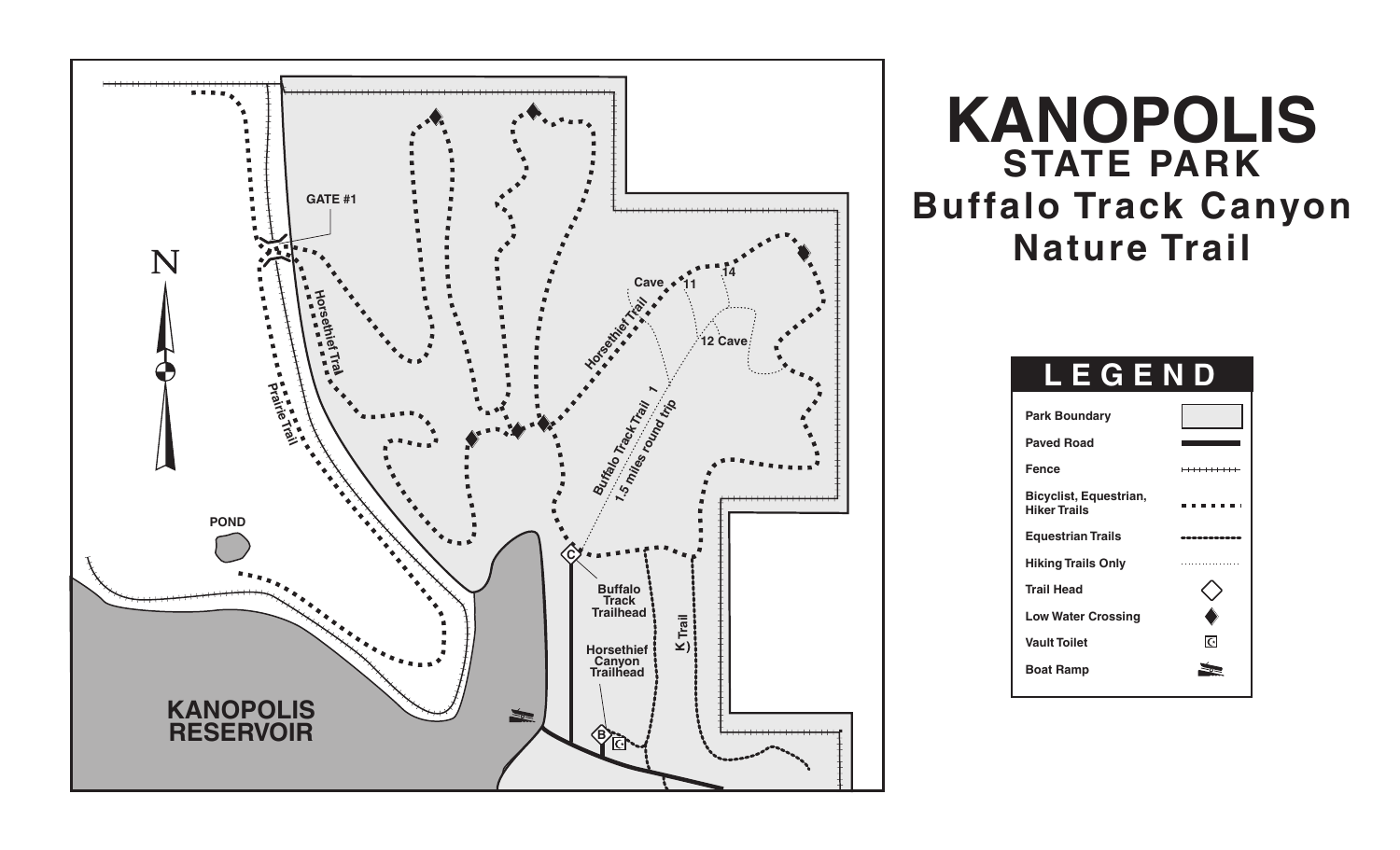# KANOPOLIS

## STATE PARK

## Buffalo Track Canyon Nature Trail

N

GATE #1

Horsethief Trail

Prairie Trail

POND

Cave

11

14

12 Cave

Horsethief Trail

Buffalo Track Trail 1

1.5 miles round trip

Buffalo Track Trailhead

Horsethief Canyon Trailhead

K Trail

KANOPOLIS RESERVOIR

| LEGEND | |
| --- | --- |
| Park Boundary | |
| Paved Road | |
| Fence | |
| Bicyclist, Equestrian, Hiker Trails | |
| Equestrian Trails | |
| Hiking Trails Only | |
| Trail Head | |
| Low Water Crossing | |
| Vault Toilet | |
| Boat Ramp | |